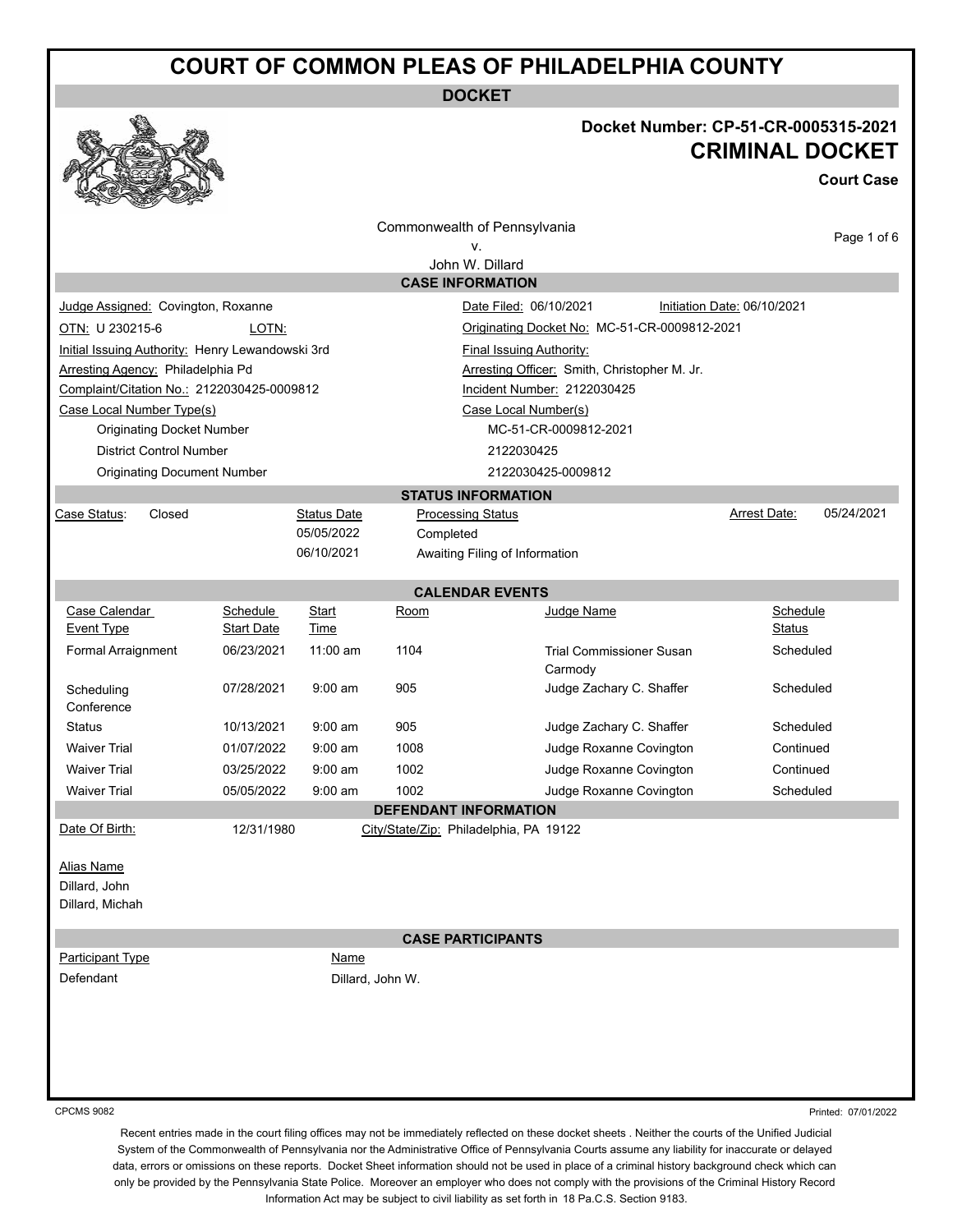# COURT OF COMMON PLEAS OF PHILADELPHIA COUNTY

## DOCKET

**Docket Number: CP-51-CR-0005315-2021**

## CRIMINAL DOCKET

**Court Case**

Commonwealth of Pennsylvania
v.
John W. Dillard

### CASE INFORMATION

| | |
|---|---|
| Judge Assigned: Covington, Roxanne | Date Filed: 06/10/2021 &nbsp;&nbsp; Initiation Date: 06/10/2021 |
| OTN: U 230215-6 &nbsp;&nbsp; LOTN: | Originating Docket No: MC-51-CR-0009812-2021 |
| Initial Issuing Authority: Henry Lewandowski 3rd | Final Issuing Authority: |
| Arresting Agency: Philadelphia Pd | Arresting Officer: Smith, Christopher M. Jr. |
| Complaint/Citation No.: 2122030425-0009812 | Incident Number: 2122030425 |

| Case Local Number Type(s) | Case Local Number(s) |
|---|---|
| Originating Docket Number | MC-51-CR-0009812-2021 |
| District Control Number | 2122030425 |
| Originating Document Number | 2122030425-0009812 |

### STATUS INFORMATION

Case Status: Closed

Arrest Date: 05/24/2021

| Status Date | Processing Status |
|---|---|
| 05/05/2022 | Completed |
| 06/10/2021 | Awaiting Filing of Information |

### CALENDAR EVENTS

| Case Calendar Event Type | Schedule Start Date | Start Time | Room | Judge Name | Schedule Status |
|---|---|---|---|---|---|
| Formal Arraignment | 06/23/2021 | 11:00 am | 1104 | Trial Commissioner Susan Carmody | Scheduled |
| Scheduling Conference | 07/28/2021 | 9:00 am | 905 | Judge Zachary C. Shaffer | Scheduled |
| Status | 10/13/2021 | 9:00 am | 905 | Judge Zachary C. Shaffer | Scheduled |
| Waiver Trial | 01/07/2022 | 9:00 am | 1008 | Judge Roxanne Covington | Continued |
| Waiver Trial | 03/25/2022 | 9:00 am | 1002 | Judge Roxanne Covington | Continued |
| Waiver Trial | 05/05/2022 | 9:00 am | 1002 | Judge Roxanne Covington | Scheduled |

### DEFENDANT INFORMATION

Date Of Birth: 12/31/1980 &nbsp;&nbsp; City/State/Zip: Philadelphia, PA 19122

Alias Name
Dillard, John
Dillard, Michah

### CASE PARTICIPANTS

| Participant Type | Name |
|---|---|
| Defendant | Dillard, John W. |

CPCMS 9082 &nbsp;&nbsp; Printed: 07/01/2022

Recent entries made in the court filing offices may not be immediately reflected on these docket sheets . Neither the courts of the Unified Judicial System of the Commonwealth of Pennsylvania nor the Administrative Office of Pennsylvania Courts assume any liability for inaccurate or delayed data, errors or omissions on these reports. Docket Sheet information should not be used in place of a criminal history background check which can only be provided by the Pennsylvania State Police. Moreover an employer who does not comply with the provisions of the Criminal History Record Information Act may be subject to civil liability as set forth in 18 Pa.C.S. Section 9183.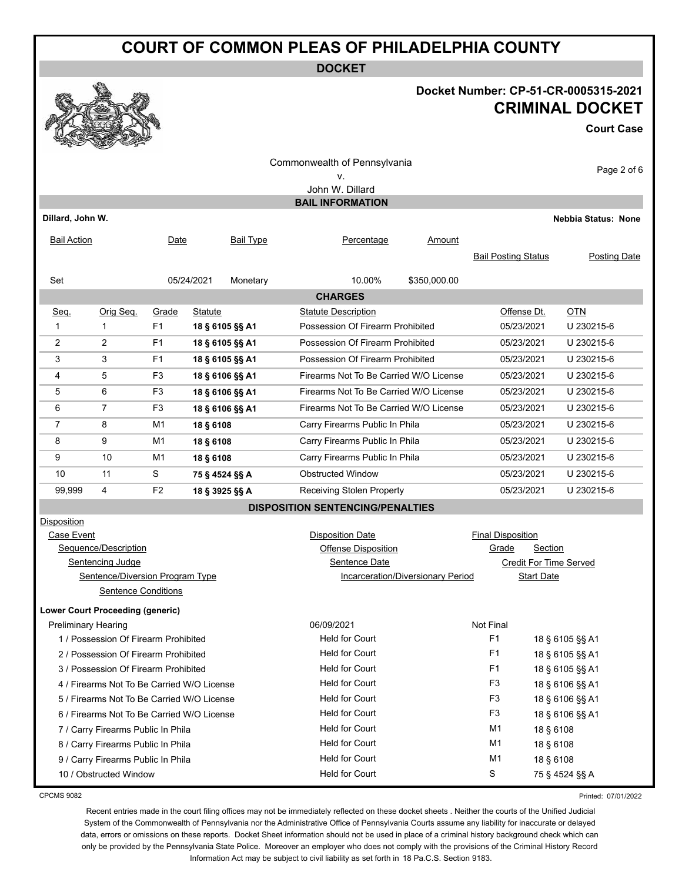# COURT OF COMMON PLEAS OF PHILADELPHIA COUNTY

**DOCKET**

**Docket Number: CP-51-CR-0005315-2021**

## CRIMINAL DOCKET

**Court Case**

Commonwealth of Pennsylvania
v.
John W. Dillard

### BAIL INFORMATION

**Dillard, John W.** **Nebbia Status: None**

| Bail Action | Date | Bail Type | Percentage | Amount | Bail Posting Status | Posting Date |
|---|---|---|---|---|---|---|
| Set | 05/24/2021 | Monetary | 10.00% | $350,000.00 | | |

### CHARGES

| Seq. | Orig Seq. | Grade | Statute | Statute Description | Offense Dt. | OTN |
|---|---|---|---|---|---|---|
| 1 | 1 | F1 | **18 § 6105 §§ A1** | Possession Of Firearm Prohibited | 05/23/2021 | U 230215-6 |
| 2 | 2 | F1 | **18 § 6105 §§ A1** | Possession Of Firearm Prohibited | 05/23/2021 | U 230215-6 |
| 3 | 3 | F1 | **18 § 6105 §§ A1** | Possession Of Firearm Prohibited | 05/23/2021 | U 230215-6 |
| 4 | 5 | F3 | **18 § 6106 §§ A1** | Firearms Not To Be Carried W/O License | 05/23/2021 | U 230215-6 |
| 5 | 6 | F3 | **18 § 6106 §§ A1** | Firearms Not To Be Carried W/O License | 05/23/2021 | U 230215-6 |
| 6 | 7 | F3 | **18 § 6106 §§ A1** | Firearms Not To Be Carried W/O License | 05/23/2021 | U 230215-6 |
| 7 | 8 | M1 | **18 § 6108** | Carry Firearms Public In Phila | 05/23/2021 | U 230215-6 |
| 8 | 9 | M1 | **18 § 6108** | Carry Firearms Public In Phila | 05/23/2021 | U 230215-6 |
| 9 | 10 | M1 | **18 § 6108** | Carry Firearms Public In Phila | 05/23/2021 | U 230215-6 |
| 10 | 11 | S | **75 § 4524 §§ A** | Obstructed Window | 05/23/2021 | U 230215-6 |
| 99,999 | 4 | F2 | **18 § 3925 §§ A** | Receiving Stolen Property | 05/23/2021 | U 230215-6 |

### DISPOSITION SENTENCING/PENALTIES

Disposition
- Case Event — Disposition Date — Final Disposition
  - Sequence/Description — Offense Disposition — Grade — Section
    - Sentencing Judge — Sentence Date — Credit For Time Served
      - Sentence/Diversion Program Type — Incarceration/Diversionary Period — Start Date
        - Sentence Conditions

**Lower Court Proceeding (generic)**

| Case Event / Sequence/Description | Disposition Date / Offense Disposition | Final Disposition / Grade | Section |
|---|---|---|---|
| Preliminary Hearing | 06/09/2021 | Not Final | |
| 1 / Possession Of Firearm Prohibited | Held for Court | F1 | 18 § 6105 §§ A1 |
| 2 / Possession Of Firearm Prohibited | Held for Court | F1 | 18 § 6105 §§ A1 |
| 3 / Possession Of Firearm Prohibited | Held for Court | F1 | 18 § 6105 §§ A1 |
| 4 / Firearms Not To Be Carried W/O License | Held for Court | F3 | 18 § 6106 §§ A1 |
| 5 / Firearms Not To Be Carried W/O License | Held for Court | F3 | 18 § 6106 §§ A1 |
| 6 / Firearms Not To Be Carried W/O License | Held for Court | F3 | 18 § 6106 §§ A1 |
| 7 / Carry Firearms Public In Phila | Held for Court | M1 | 18 § 6108 |
| 8 / Carry Firearms Public In Phila | Held for Court | M1 | 18 § 6108 |
| 9 / Carry Firearms Public In Phila | Held for Court | M1 | 18 § 6108 |
| 10 / Obstructed Window | Held for Court | S | 75 § 4524 §§ A |

CPCMS 9082 Printed: 07/01/2022

Recent entries made in the court filing offices may not be immediately reflected on these docket sheets . Neither the courts of the Unified Judicial System of the Commonwealth of Pennsylvania nor the Administrative Office of Pennsylvania Courts assume any liability for inaccurate or delayed data, errors or omissions on these reports. Docket Sheet information should not be used in place of a criminal history background check which can only be provided by the Pennsylvania State Police. Moreover an employer who does not comply with the provisions of the Criminal History Record Information Act may be subject to civil liability as set forth in 18 Pa.C.S. Section 9183.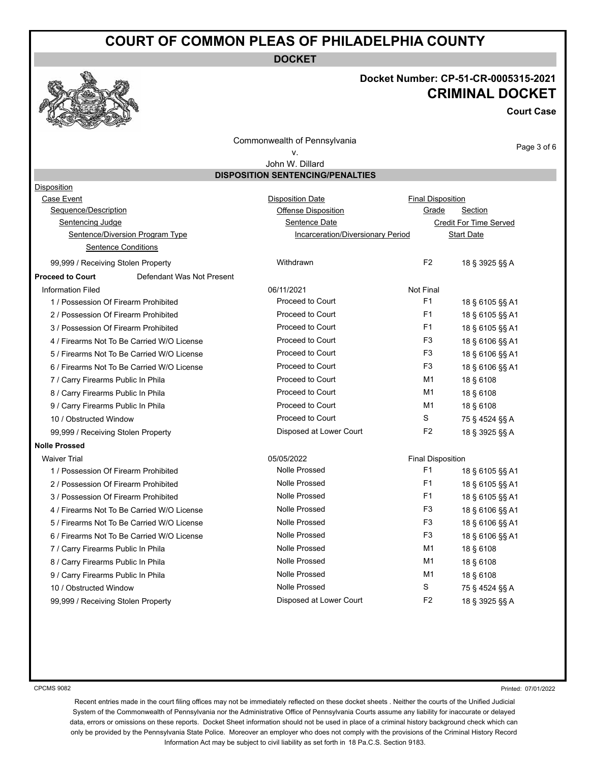# COURT OF COMMON PLEAS OF PHILADELPHIA COUNTY

**DOCKET**

**Docket Number: CP-51-CR-0005315-2021**

## CRIMINAL DOCKET

**Court Case**

Commonwealth of Pennsylvania
v.
John W. Dillard

### DISPOSITION SENTENCING/PENALTIES

Disposition
Case Event / Disposition Date / Final Disposition
Sequence/Description / Offense Disposition / Grade / Section
Sentencing Judge / Sentence Date / Credit For Time Served
Sentence/Diversion Program Type / Incarceration/Diversionary Period / Start Date
Sentence Conditions

| Sequence/Description | Offense Disposition | Grade | Section |
|---|---|---|---|
| 99,999 / Receiving Stolen Property | Withdrawn | F2 | 18 § 3925 §§ A |

**Proceed to Court** Defendant Was Not Present

| Case Event / Sequence/Description | Disposition Date / Offense Disposition | Grade | Section |
|---|---|---|---|
| Information Filed | 06/11/2021 | Not Final | |
| 1 / Possession Of Firearm Prohibited | Proceed to Court | F1 | 18 § 6105 §§ A1 |
| 2 / Possession Of Firearm Prohibited | Proceed to Court | F1 | 18 § 6105 §§ A1 |
| 3 / Possession Of Firearm Prohibited | Proceed to Court | F1 | 18 § 6105 §§ A1 |
| 4 / Firearms Not To Be Carried W/O License | Proceed to Court | F3 | 18 § 6106 §§ A1 |
| 5 / Firearms Not To Be Carried W/O License | Proceed to Court | F3 | 18 § 6106 §§ A1 |
| 6 / Firearms Not To Be Carried W/O License | Proceed to Court | F3 | 18 § 6106 §§ A1 |
| 7 / Carry Firearms Public In Phila | Proceed to Court | M1 | 18 § 6108 |
| 8 / Carry Firearms Public In Phila | Proceed to Court | M1 | 18 § 6108 |
| 9 / Carry Firearms Public In Phila | Proceed to Court | M1 | 18 § 6108 |
| 10 / Obstructed Window | Proceed to Court | S | 75 § 4524 §§ A |
| 99,999 / Receiving Stolen Property | Disposed at Lower Court | F2 | 18 § 3925 §§ A |

**Nolle Prossed**

| Case Event / Sequence/Description | Disposition Date / Offense Disposition | Grade | Section |
|---|---|---|---|
| Waiver Trial | 05/05/2022 | Final Disposition | |
| 1 / Possession Of Firearm Prohibited | Nolle Prossed | F1 | 18 § 6105 §§ A1 |
| 2 / Possession Of Firearm Prohibited | Nolle Prossed | F1 | 18 § 6105 §§ A1 |
| 3 / Possession Of Firearm Prohibited | Nolle Prossed | F1 | 18 § 6105 §§ A1 |
| 4 / Firearms Not To Be Carried W/O License | Nolle Prossed | F3 | 18 § 6106 §§ A1 |
| 5 / Firearms Not To Be Carried W/O License | Nolle Prossed | F3 | 18 § 6106 §§ A1 |
| 6 / Firearms Not To Be Carried W/O License | Nolle Prossed | F3 | 18 § 6106 §§ A1 |
| 7 / Carry Firearms Public In Phila | Nolle Prossed | M1 | 18 § 6108 |
| 8 / Carry Firearms Public In Phila | Nolle Prossed | M1 | 18 § 6108 |
| 9 / Carry Firearms Public In Phila | Nolle Prossed | M1 | 18 § 6108 |
| 10 / Obstructed Window | Nolle Prossed | S | 75 § 4524 §§ A |
| 99,999 / Receiving Stolen Property | Disposed at Lower Court | F2 | 18 § 3925 §§ A |

CPCMS 9082

Printed: 07/01/2022

Recent entries made in the court filing offices may not be immediately reflected on these docket sheets . Neither the courts of the Unified Judicial System of the Commonwealth of Pennsylvania nor the Administrative Office of Pennsylvania Courts assume any liability for inaccurate or delayed data, errors or omissions on these reports. Docket Sheet information should not be used in place of a criminal history background check which can only be provided by the Pennsylvania State Police. Moreover an employer who does not comply with the provisions of the Criminal History Record Information Act may be subject to civil liability as set forth in 18 Pa.C.S. Section 9183.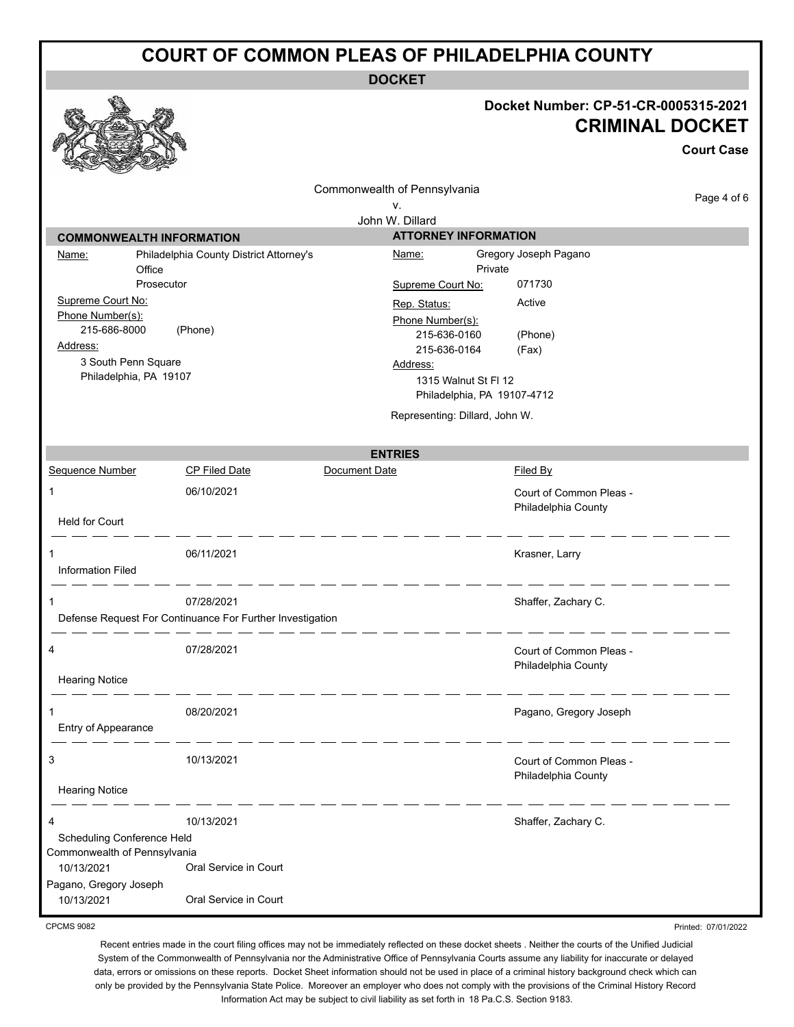# COURT OF COMMON PLEAS OF PHILADELPHIA COUNTY

## DOCKET

**Docket Number: CP-51-CR-0005315-2021**

**CRIMINAL DOCKET**

**Court Case**

Commonwealth of Pennsylvania
v.
John W. Dillard

### COMMONWEALTH INFORMATION

Name: Philadelphia County District Attorney's Office
Prosecutor

Supreme Court No:

Phone Number(s):
215-686-8000 (Phone)

Address:
3 South Penn Square
Philadelphia, PA 19107

### ATTORNEY INFORMATION

Name: Gregory Joseph Pagano
Private

Supreme Court No: 071730

Rep. Status: Active

Phone Number(s):
215-636-0160 (Phone)
215-636-0164 (Fax)

Address:
1315 Walnut St Fl 12
Philadelphia, PA 19107-4712

Representing: Dillard, John W.

### ENTRIES

| Sequence Number | CP Filed Date | Document Date | Filed By |
|---|---|---|---|
| 1 | 06/10/2021 | | Court of Common Pleas - Philadelphia County |
| Held for Court | | | |
| 1 | 06/11/2021 | | Krasner, Larry |
| Information Filed | | | |
| 1 | 07/28/2021 | | Shaffer, Zachary C. |
| Defense Request For Continuance For Further Investigation | | | |
| 4 | 07/28/2021 | | Court of Common Pleas - Philadelphia County |
| Hearing Notice | | | |
| 1 | 08/20/2021 | | Pagano, Gregory Joseph |
| Entry of Appearance | | | |
| 3 | 10/13/2021 | | Court of Common Pleas - Philadelphia County |
| Hearing Notice | | | |
| 4 | 10/13/2021 | | Shaffer, Zachary C. |
| Scheduling Conference Held | | | |
| Commonwealth of Pennsylvania | | | |
| 10/13/2021 | Oral Service in Court | | |
| Pagano, Gregory Joseph | | | |
| 10/13/2021 | Oral Service in Court | | |

CPCMS 9082

Printed: 07/01/2022

Recent entries made in the court filing offices may not be immediately reflected on these docket sheets . Neither the courts of the Unified Judicial System of the Commonwealth of Pennsylvania nor the Administrative Office of Pennsylvania Courts assume any liability for inaccurate or delayed data, errors or omissions on these reports. Docket Sheet information should not be used in place of a criminal history background check which can only be provided by the Pennsylvania State Police. Moreover an employer who does not comply with the provisions of the Criminal History Record Information Act may be subject to civil liability as set forth in 18 Pa.C.S. Section 9183.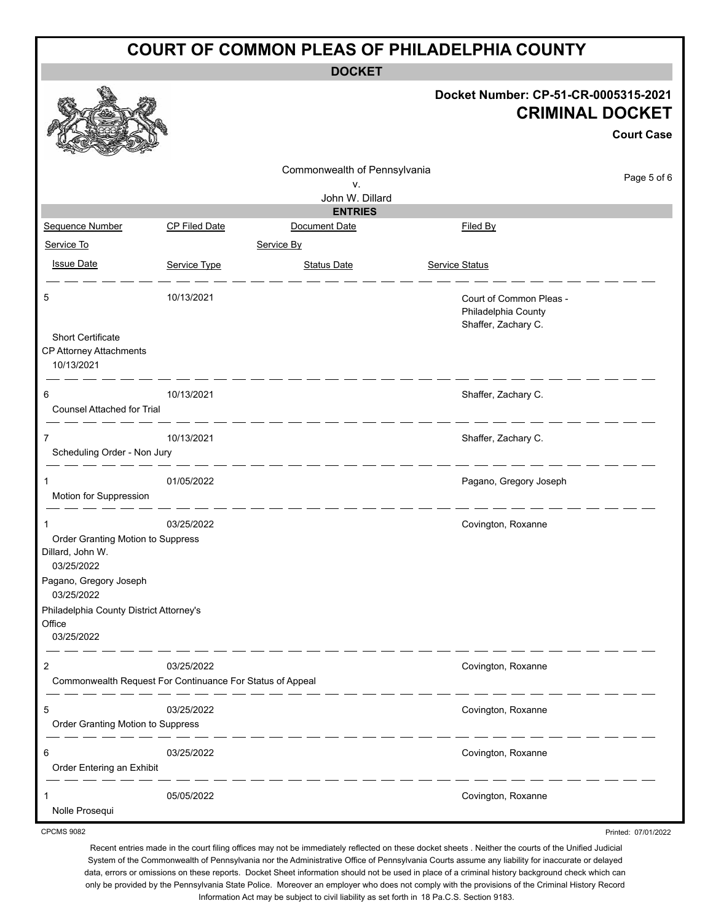# COURT OF COMMON PLEAS OF PHILADELPHIA COUNTY

**DOCKET**

**Docket Number: CP-51-CR-0005315-2021**

**CRIMINAL DOCKET**

**Court Case**

Commonwealth of Pennsylvania
v.
John W. Dillard

**ENTRIES**

| Sequence Number | CP Filed Date | Document Date | Filed By |
|---|---|---|---|
| Service To | | Service By | |
| Issue Date | Service Type | Status Date | Service Status |
| 5 | 10/13/2021 | | Court of Common Pleas - Philadelphia County<br>Shaffer, Zachary C. |
| Short Certificate | | | |
| CP Attorney Attachments | | | |
| 10/13/2021 | | | |
| 6 | 10/13/2021 | | Shaffer, Zachary C. |
| Counsel Attached for Trial | | | |
| 7 | 10/13/2021 | | Shaffer, Zachary C. |
| Scheduling Order - Non Jury | | | |
| 1 | 01/05/2022 | | Pagano, Gregory Joseph |
| Motion for Suppression | | | |
| 1 | 03/25/2022 | | Covington, Roxanne |
| Order Granting Motion to Suppress | | | |
| Dillard, John W. | | | |
| 03/25/2022 | | | |
| Pagano, Gregory Joseph | | | |
| 03/25/2022 | | | |
| Philadelphia County District Attorney's Office | | | |
| 03/25/2022 | | | |
| 2 | 03/25/2022 | | Covington, Roxanne |
| Commonwealth Request For Continuance For Status of Appeal | | | |
| 5 | 03/25/2022 | | Covington, Roxanne |
| Order Granting Motion to Suppress | | | |
| 6 | 03/25/2022 | | Covington, Roxanne |
| Order Entering an Exhibit | | | |
| 1 | 05/05/2022 | | Covington, Roxanne |
| Nolle Prosequi | | | |

CPCMS 9082

Printed: 07/01/2022

Recent entries made in the court filing offices may not be immediately reflected on these docket sheets . Neither the courts of the Unified Judicial System of the Commonwealth of Pennsylvania nor the Administrative Office of Pennsylvania Courts assume any liability for inaccurate or delayed data, errors or omissions on these reports. Docket Sheet information should not be used in place of a criminal history background check which can only be provided by the Pennsylvania State Police. Moreover an employer who does not comply with the provisions of the Criminal History Record Information Act may be subject to civil liability as set forth in 18 Pa.C.S. Section 9183.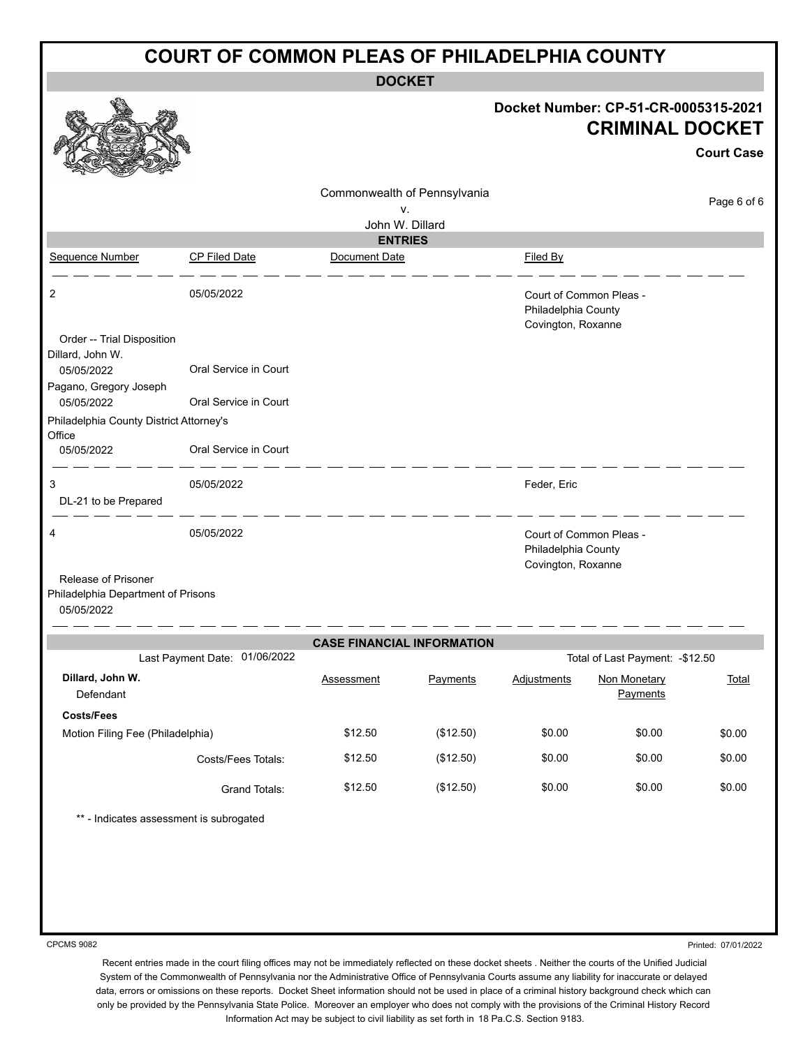# COURT OF COMMON PLEAS OF PHILADELPHIA COUNTY

**DOCKET**

**Docket Number: CP-51-CR-0005315-2021**

## CRIMINAL DOCKET

**Court Case**

Commonwealth of Pennsylvania
v.
John W. Dillard

### ENTRIES

| Sequence Number | CP Filed Date | Document Date | Filed By |
|---|---|---|---|
| 2 | 05/05/2022 | | Court of Common Pleas - Philadelphia County Covington, Roxanne |

Order -- Trial Disposition

| | |
|---|---|
| Dillard, John W. | |
| 05/05/2022 | Oral Service in Court |
| Pagano, Gregory Joseph | |
| 05/05/2022 | Oral Service in Court |
| Philadelphia County District Attorney's Office | |
| 05/05/2022 | Oral Service in Court |

| Sequence Number | CP Filed Date | Document Date | Filed By |
|---|---|---|---|
| 3 | 05/05/2022 | | Feder, Eric |

DL-21 to be Prepared

| Sequence Number | CP Filed Date | Document Date | Filed By |
|---|---|---|---|
| 4 | 05/05/2022 | | Court of Common Pleas - Philadelphia County Covington, Roxanne |

Release of Prisoner
Philadelphia Department of Prisons
05/05/2022

### CASE FINANCIAL INFORMATION

Last Payment Date: 01/06/2022 — Total of Last Payment: -$12.50

| Dillard, John W. Defendant | Assessment | Payments | Adjustments | Non Monetary Payments | Total |
|---|---|---|---|---|---|
| **Costs/Fees** | | | | | |
| Motion Filing Fee (Philadelphia) | $12.50 | ($12.50) | $0.00 | $0.00 | $0.00 |
| Costs/Fees Totals: | $12.50 | ($12.50) | $0.00 | $0.00 | $0.00 |
| Grand Totals: | $12.50 | ($12.50) | $0.00 | $0.00 | $0.00 |

** - Indicates assessment is subrogated

CPCMS 9082

Printed: 07/01/2022

Recent entries made in the court filing offices may not be immediately reflected on these docket sheets . Neither the courts of the Unified Judicial System of the Commonwealth of Pennsylvania nor the Administrative Office of Pennsylvania Courts assume any liability for inaccurate or delayed data, errors or omissions on these reports. Docket Sheet information should not be used in place of a criminal history background check which can only be provided by the Pennsylvania State Police. Moreover an employer who does not comply with the provisions of the Criminal History Record Information Act may be subject to civil liability as set forth in 18 Pa.C.S. Section 9183.